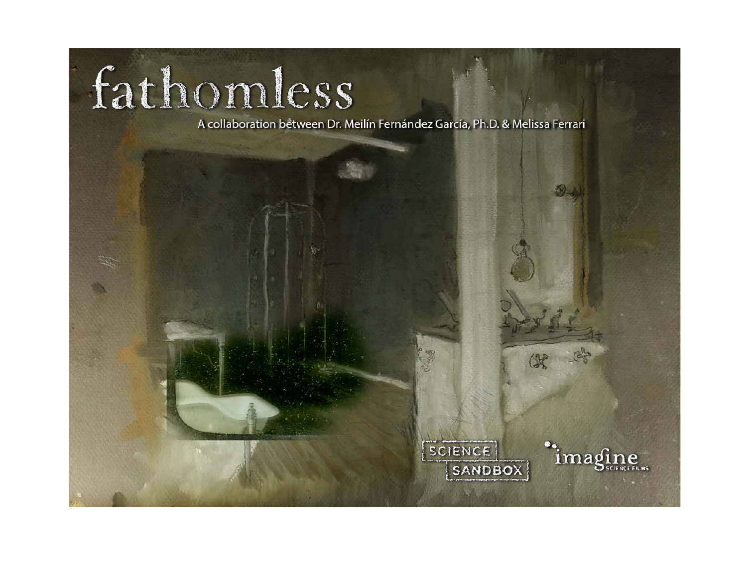# fathomless

A collaboration between Dr. Meilín Fernández García, Ph.D. & Melissa Ferrari

SCIENCE SANDBOX

imagine SCIENCE FILMS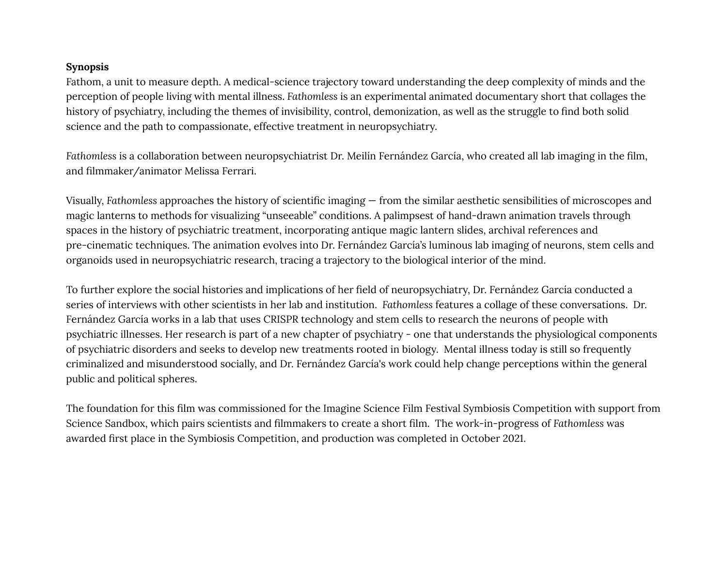**Synopsis**

Fathom, a unit to measure depth. A medical-science trajectory toward understanding the deep complexity of minds and the perception of people living with mental illness. *Fathomless* is an experimental animated documentary short that collages the history of psychiatry, including the themes of invisibility, control, demonization, as well as the struggle to find both solid science and the path to compassionate, effective treatment in neuropsychiatry.

*Fathomless* is a collaboration between neuropsychiatrist Dr. Meilín Fernández García, who created all lab imaging in the film, and filmmaker/animator Melissa Ferrari.

Visually, *Fathomless* approaches the history of scientific imaging — from the similar aesthetic sensibilities of microscopes and magic lanterns to methods for visualizing "unseeable" conditions. A palimpsest of hand-drawn animation travels through spaces in the history of psychiatric treatment, incorporating antique magic lantern slides, archival references and pre-cinematic techniques. The animation evolves into Dr. Fernández García's luminous lab imaging of neurons, stem cells and organoids used in neuropsychiatric research, tracing a trajectory to the biological interior of the mind.

To further explore the social histories and implications of her field of neuropsychiatry, Dr. Fernández García conducted a series of interviews with other scientists in her lab and institution. *Fathomless* features a collage of these conversations. Dr. Fernández García works in a lab that uses CRISPR technology and stem cells to research the neurons of people with psychiatric illnesses. Her research is part of a new chapter of psychiatry - one that understands the physiological components of psychiatric disorders and seeks to develop new treatments rooted in biology. Mental illness today is still so frequently criminalized and misunderstood socially, and Dr. Fernández García's work could help change perceptions within the general public and political spheres.

The foundation for this film was commissioned for the Imagine Science Film Festival Symbiosis Competition with support from Science Sandbox, which pairs scientists and filmmakers to create a short film. The work-in-progress of *Fathomless* was awarded first place in the Symbiosis Competition, and production was completed in October 2021.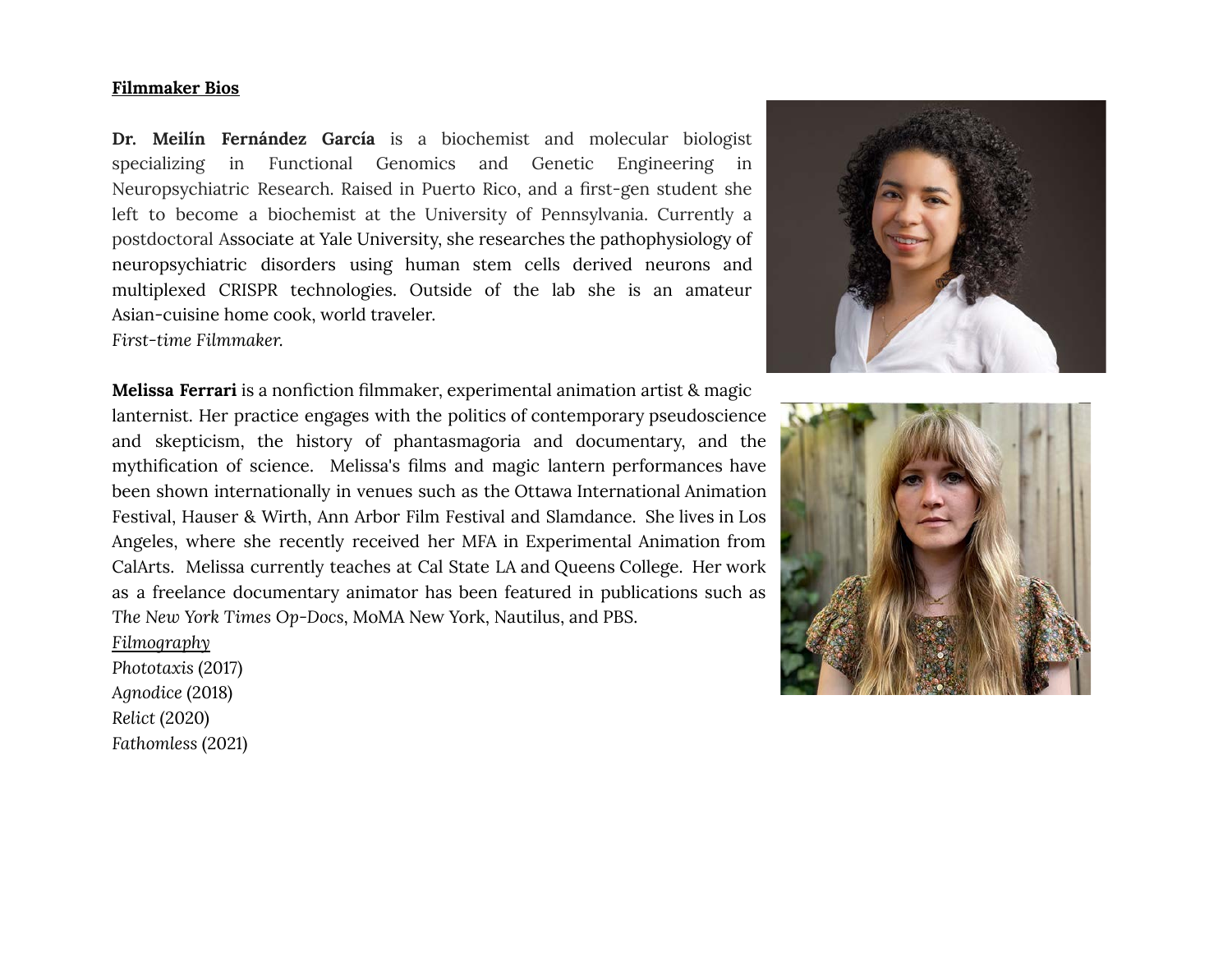**Filmmaker Bios**

**Dr. Meilín Fernández García** is a biochemist and molecular biologist specializing in Functional Genomics and Genetic Engineering in Neuropsychiatric Research. Raised in Puerto Rico, and a first-gen student she left to become a biochemist at the University of Pennsylvania. Currently a postdoctoral Associate at Yale University, she researches the pathophysiology of neuropsychiatric disorders using human stem cells derived neurons and multiplexed CRISPR technologies. Outside of the lab she is an amateur Asian-cuisine home cook, world traveler.
*First-time Filmmaker.*

**Melissa Ferrari** is a nonfiction filmmaker, experimental animation artist & magic lanternist. Her practice engages with the politics of contemporary pseudoscience and skepticism, the history of phantasmagoria and documentary, and the mythification of science. Melissa's films and magic lantern performances have been shown internationally in venues such as the Ottawa International Animation Festival, Hauser & Wirth, Ann Arbor Film Festival and Slamdance. She lives in Los Angeles, where she recently received her MFA in Experimental Animation from CalArts. Melissa currently teaches at Cal State LA and Queens College. Her work as a freelance documentary animator has been featured in publications such as *The New York Times Op-Docs*, MoMA New York, Nautilus, and PBS.

*Filmography*
*Phototaxis* (2017)
*Agnodice* (2018)
*Relict* (2020)
*Fathomless* (2021)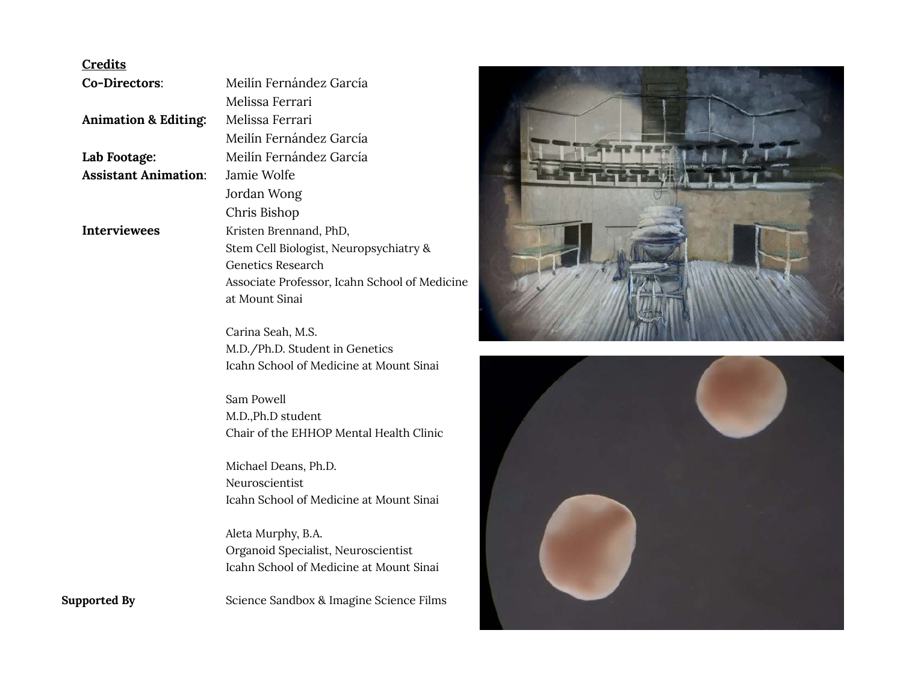**Credits**

**Co-Directors**: Meilín Fernández García
Melissa Ferrari

**Animation & Editing:** Melissa Ferrari
Meilín Fernández García

**Lab Footage:** Meilín Fernández García

**Assistant Animation**: Jamie Wolfe
Jordan Wong
Chris Bishop

**Interviewees**

Kristen Brennand, PhD,
Stem Cell Biologist, Neuropsychiatry & Genetics Research
Associate Professor, Icahn School of Medicine at Mount Sinai

Carina Seah, M.S.
M.D./Ph.D. Student in Genetics
Icahn School of Medicine at Mount Sinai

Sam Powell
M.D.,Ph.D student
Chair of the EHHOP Mental Health Clinic

Michael Deans, Ph.D.
Neuroscientist
Icahn School of Medicine at Mount Sinai

Aleta Murphy, B.A.
Organoid Specialist, Neuroscientist
Icahn School of Medicine at Mount Sinai

**Supported By** Science Sandbox & Imagine Science Films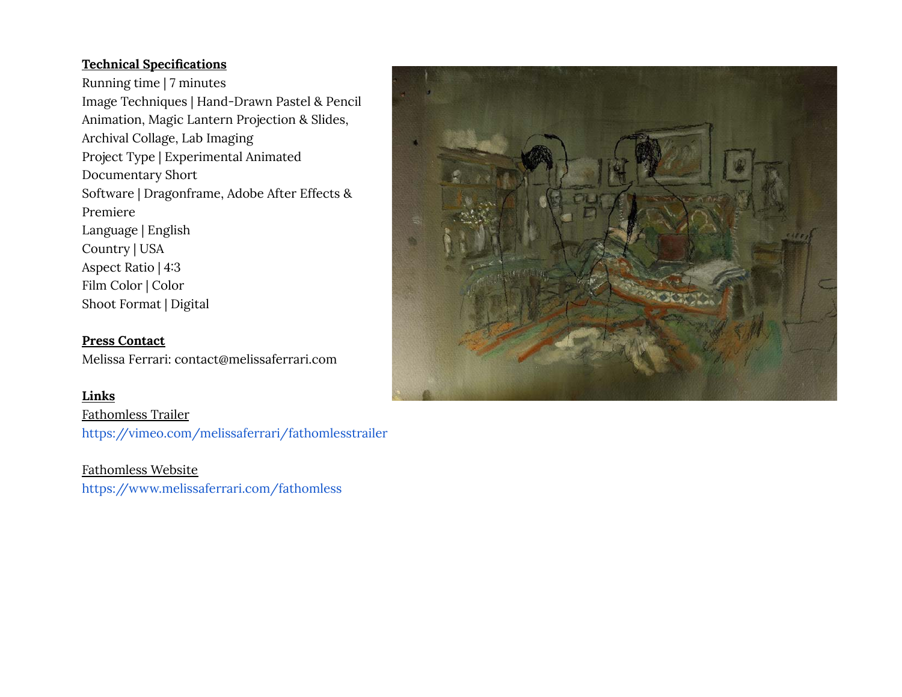**Technical Specifications**

Running time | 7 minutes
Image Techniques | Hand-Drawn Pastel & Pencil Animation, Magic Lantern Projection & Slides, Archival Collage, Lab Imaging
Project Type | Experimental Animated Documentary Short
Software | Dragonframe, Adobe After Effects & Premiere
Language | English
Country | USA
Aspect Ratio | 4:3
Film Color | Color
Shoot Format | Digital

**Press Contact**

Melissa Ferrari: contact@melissaferrari.com

**Links**

Fathomless Trailer
https://vimeo.com/melissaferrari/fathomlesstrailer

Fathomless Website
https://www.melissaferrari.com/fathomless